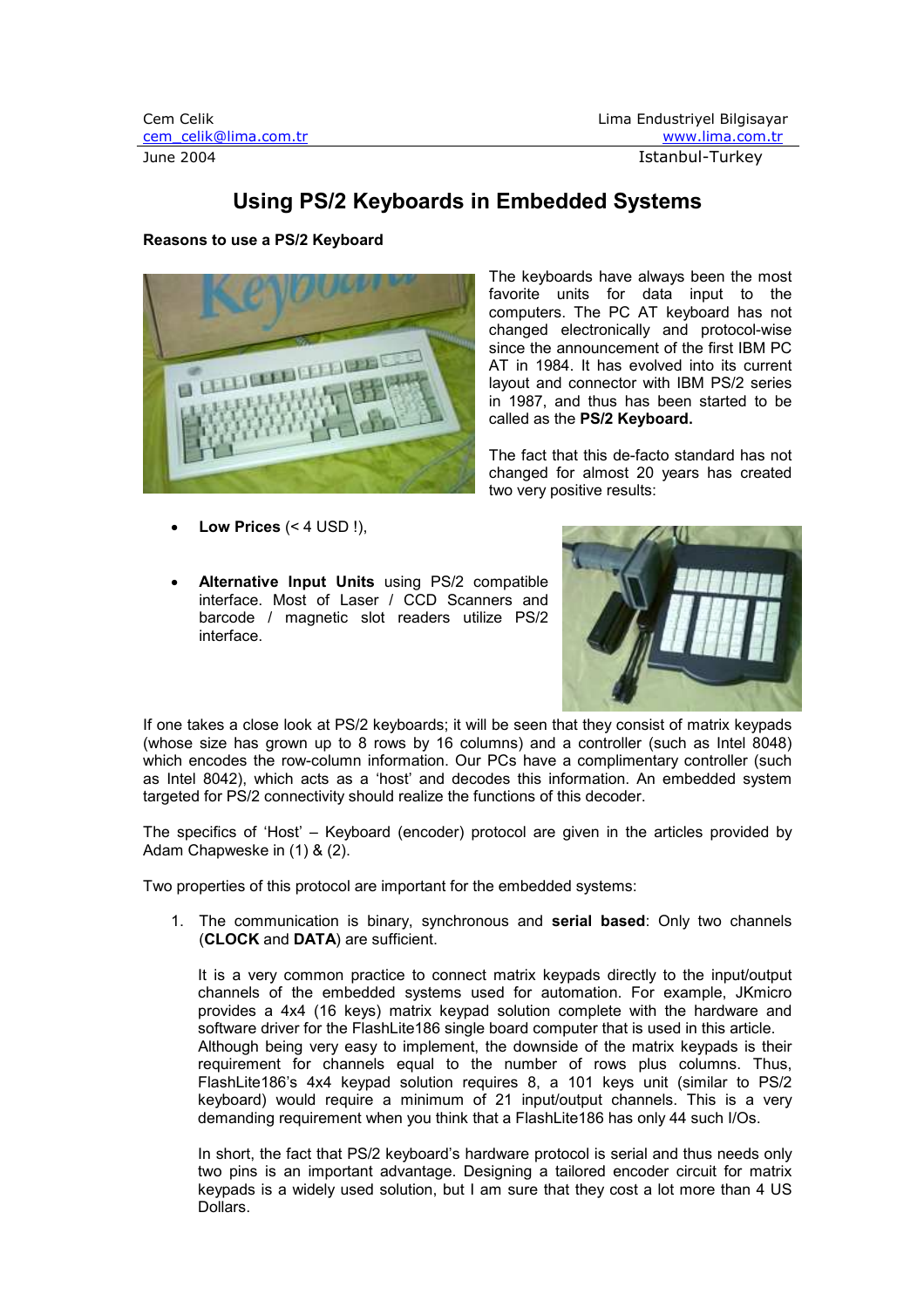Cem Celik
cem_celik@lima.com.tr
June 2004

Lima Endustriyel Bilgisayar
www.lima.com.tr
Istanbul-Turkey

# Using PS/2 Keyboards in Embedded Systems

### Reasons to use a PS/2 Keyboard

The keyboards have always been the most favorite units for data input to the computers. The PC AT keyboard has not changed electronically and protocol-wise since the announcement of the first IBM PC AT in 1984. It has evolved into its current layout and connector with IBM PS/2 series in 1987, and thus has been started to be called as the **PS/2 Keyboard.**

The fact that this de-facto standard has not changed for almost 20 years has created two very positive results:

- **Low Prices** (< 4 USD !),
- **Alternative Input Units** using PS/2 compatible interface. Most of Laser / CCD Scanners and barcode / magnetic slot readers utilize PS/2 interface.

If one takes a close look at PS/2 keyboards; it will be seen that they consist of matrix keypads (whose size has grown up to 8 rows by 16 columns) and a controller (such as Intel 8048) which encodes the row-column information. Our PCs have a complimentary controller (such as Intel 8042), which acts as a 'host' and decodes this information. An embedded system targeted for PS/2 connectivity should realize the functions of this decoder.

The specifics of 'Host' – Keyboard (encoder) protocol are given in the articles provided by Adam Chapweske in (1) & (2).

Two properties of this protocol are important for the embedded systems:

1. The communication is binary, synchronous and **serial based**: Only two channels (**CLOCK** and **DATA**) are sufficient.

   It is a very common practice to connect matrix keypads directly to the input/output channels of the embedded systems used for automation. For example, JKmicro provides a 4x4 (16 keys) matrix keypad solution complete with the hardware and software driver for the FlashLite186 single board computer that is used in this article. Although being very easy to implement, the downside of the matrix keypads is their requirement for channels equal to the number of rows plus columns. Thus, FlashLite186's 4x4 keypad solution requires 8, a 101 keys unit (similar to PS/2 keyboard) would require a minimum of 21 input/output channels. This is a very demanding requirement when you think that a FlashLite186 has only 44 such I/Os.

   In short, the fact that PS/2 keyboard's hardware protocol is serial and thus needs only two pins is an important advantage. Designing a tailored encoder circuit for matrix keypads is a widely used solution, but I am sure that they cost a lot more than 4 US Dollars.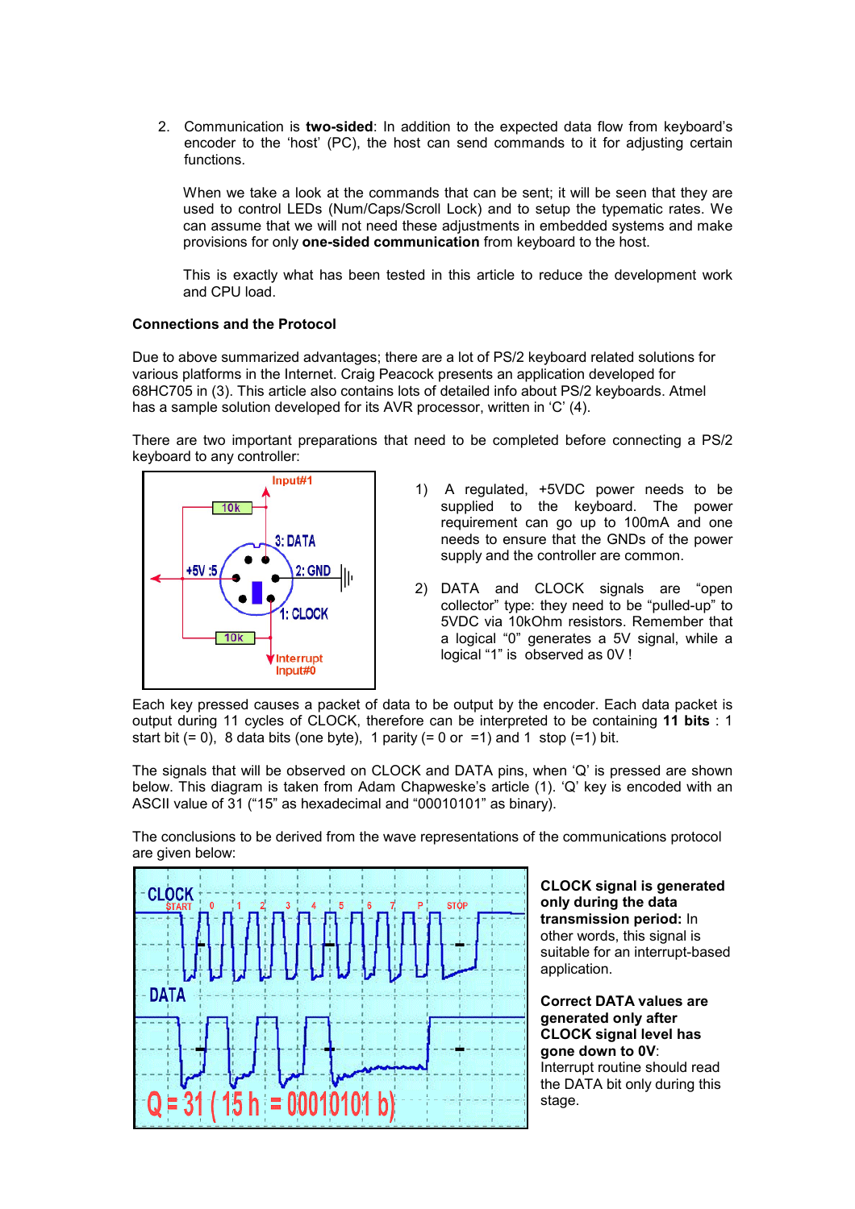2. Communication is **two-sided**: In addition to the expected data flow from keyboard's encoder to the 'host' (PC), the host can send commands to it for adjusting certain functions.

   When we take a look at the commands that can be sent; it will be seen that they are used to control LEDs (Num/Caps/Scroll Lock) and to setup the typematic rates. We can assume that we will not need these adjustments in embedded systems and make provisions for only **one-sided communication** from keyboard to the host.

   This is exactly what has been tested in this article to reduce the development work and CPU load.

**Connections and the Protocol**

Due to above summarized advantages; there are a lot of PS/2 keyboard related solutions for various platforms in the Internet. Craig Peacock presents an application developed for 68HC705 in (3). This article also contains lots of detailed info about PS/2 keyboards. Atmel has a sample solution developed for its AVR processor, written in 'C' (4).

There are two important preparations that need to be completed before connecting a PS/2 keyboard to any controller:

1) A regulated, +5VDC power needs to be supplied to the keyboard. The power requirement can go up to 100mA and one needs to ensure that the GNDs of the power supply and the controller are common.

2) DATA and CLOCK signals are "open collector" type: they need to be "pulled-up" to 5VDC via 10kOhm resistors. Remember that a logical "0" generates a 5V signal, while a logical "1" is observed as 0V !

Each key pressed causes a packet of data to be output by the encoder. Each data packet is output during 11 cycles of CLOCK, therefore can be interpreted to be containing **11 bits** : 1 start bit (= 0), 8 data bits (one byte), 1 parity (= 0 or =1) and 1 stop (=1) bit.

The signals that will be observed on CLOCK and DATA pins, when 'Q' is pressed are shown below. This diagram is taken from Adam Chapweske's article (1). 'Q' key is encoded with an ASCII value of 31 ("15" as hexadecimal and "00010101" as binary).

The conclusions to be derived from the wave representations of the communications protocol are given below:

**CLOCK signal is generated only during the data transmission period:** In other words, this signal is suitable for an interrupt-based application.

**Correct DATA values are generated only after CLOCK signal level has gone down to 0V**: Interrupt routine should read the DATA bit only during this stage.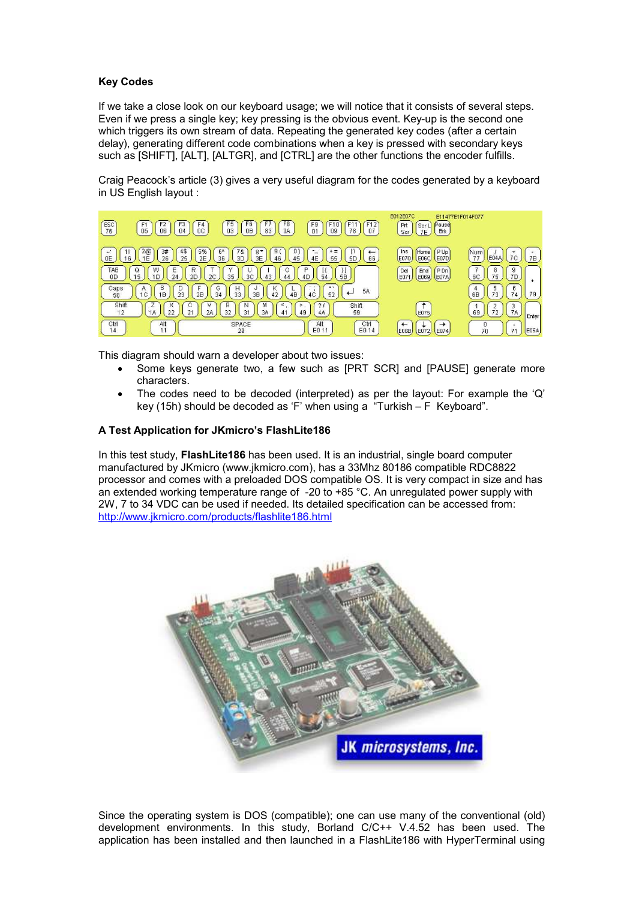### Key Codes

If we take a close look on our keyboard usage; we will notice that it consists of several steps. Even if we press a single key; key pressing is the obvious event. Key-up is the second one which triggers its own stream of data. Repeating the generated key codes (after a certain delay), generating different code combinations when a key is pressed with secondary keys such as [SHIFT], [ALT], [ALTGR], and [CTRL] are the other functions the encoder fulfills.

Craig Peacock's article (3) gives a very useful diagram for the codes generated by a keyboard in US English layout :

This diagram should warn a developer about two issues:

- Some keys generate two, a few such as [PRT SCR] and [PAUSE] generate more characters.
- The codes need to be decoded (interpreted) as per the layout: For example the 'Q' key (15h) should be decoded as 'F' when using a "Turkish – F Keyboard".

### A Test Application for JKmicro's FlashLite186

In this test study, **FlashLite186** has been used. It is an industrial, single board computer manufactured by JKmicro (www.jkmicro.com), has a 33Mhz 80186 compatible RDC8822 processor and comes with a preloaded DOS compatible OS. It is very compact in size and has an extended working temperature range of -20 to +85 °C. An unregulated power supply with 2W, 7 to 34 VDC can be used if needed. Its detailed specification can be accessed from: http://www.jkmicro.com/products/flashlite186.html

Since the operating system is DOS (compatible); one can use many of the conventional (old) development environments. In this study, Borland C/C++ V.4.52 has been used. The application has been installed and then launched in a FlashLite186 with HyperTerminal using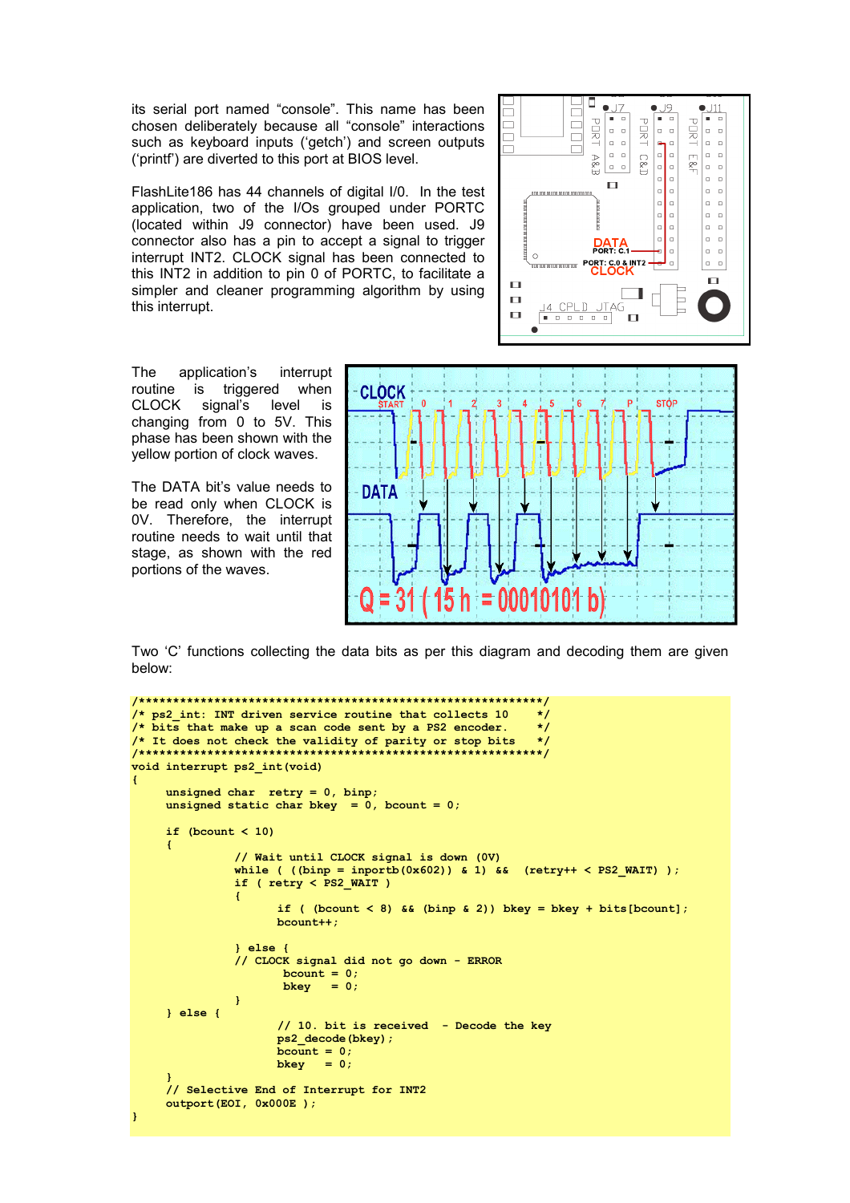its serial port named “console”. This name has been chosen deliberately because all “console” interactions such as keyboard inputs (‘getch’) and screen outputs (‘printf’) are diverted to this port at BIOS level.

FlashLite186 has 44 channels of digital I/0. In the test application, two of the I/Os grouped under PORTC (located within J9 connector) have been used. J9 connector also has a pin to accept a signal to trigger interrupt INT2. CLOCK signal has been connected to this INT2 in addition to pin 0 of PORTC, to facilitate a simpler and cleaner programming algorithm by using this interrupt.

The application’s interrupt routine is triggered when CLOCK signal’s level is changing from 0 to 5V. This phase has been shown with the yellow portion of clock waves.

The DATA bit’s value needs to be read only when CLOCK is 0V. Therefore, the interrupt routine needs to wait until that stage, as shown with the red portions of the waves.

Two ‘C’ functions collecting the data bits as per this diagram and decoding them are given below:

```
/*****************************************************************/
/* ps2_int: INT driven service routine that collects 10     */
/* bits that make up a scan code sent by a PS2 encoder.     */
/* It does not check the validity of parity or stop bits    */
/*****************************************************************/
void interrupt ps2_int(void)
{
     unsigned char  retry = 0, binp;
     unsigned static char bkey  = 0, bcount = 0;

     if (bcount < 10)
     {
             // Wait until CLOCK signal is down (0V)
             while ( ((binp = inportb(0x602)) & 1) &&  (retry++ < PS2_WAIT) );
             if ( retry < PS2_WAIT )
             {
                    if ( (bcount < 8) && (binp & 2)) bkey = bkey + bits[bcount];
                    bcount++;

             } else {
             // CLOCK signal did not go down - ERROR
                     bcount = 0;
                     bkey   = 0;
             }
     } else {
                    // 10. bit is received  - Decode the key
                    ps2_decode(bkey);
                    bcount = 0;
                    bkey   = 0;
     }
     // Selective End of Interrupt for INT2
     outport(EOI, 0x000E );
}
```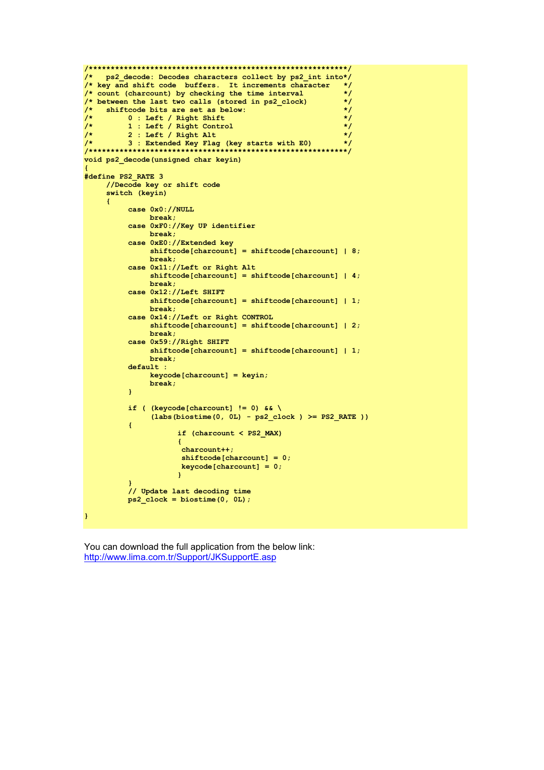```
/************************************************************/
/*   ps2_decode: Decodes characters collect by ps2_int into*/
/* key and shift code  buffers.  It increments character   */
/* count (charcount) by checking the time interval         */
/* between the last two calls (stored in ps2_clock)        */
/*   shiftcode bits are set as below:                      */
/*        0 : Left / Right Shift                           */
/*        1 : Left / Right Control                         */
/*        2 : Left / Right Alt                             */
/*        3 : Extended Key Flag (key starts with E0)       */
/************************************************************/
void ps2_decode(unsigned char keyin)
{
#define PS2_RATE 3
     //Decode key or shift code
     switch (keyin)
     {
          case 0x0://NULL
               break;
          case 0xF0://Key UP identifier
               break;
          case 0xE0://Extended key
               shiftcode[charcount] = shiftcode[charcount] | 8;
               break;
          case 0x11://Left or Right Alt
               shiftcode[charcount] = shiftcode[charcount] | 4;
               break;
          case 0x12://Left SHIFT
               shiftcode[charcount] = shiftcode[charcount] | 1;
               break;
          case 0x14://Left or Right CONTROL
               shiftcode[charcount] = shiftcode[charcount] | 2;
               break;
          case 0x59://Right SHIFT
               shiftcode[charcount] = shiftcode[charcount] | 1;
               break;
          default :
               keycode[charcount] = keyin;
               break;
          }

          if ( (keycode[charcount] != 0) && \
               (labs(biostime(0, 0L) - ps2_clock ) >= PS2_RATE ))
          {
                     if (charcount < PS2_MAX)
                     {
                      charcount++;
                      shiftcode[charcount] = 0;
                      keycode[charcount] = 0;
                     }
          }
          // Update last decoding time
          ps2_clock = biostime(0, 0L);

}
```

You can download the full application from the below link:
http://www.lima.com.tr/Support/JKSupportE.asp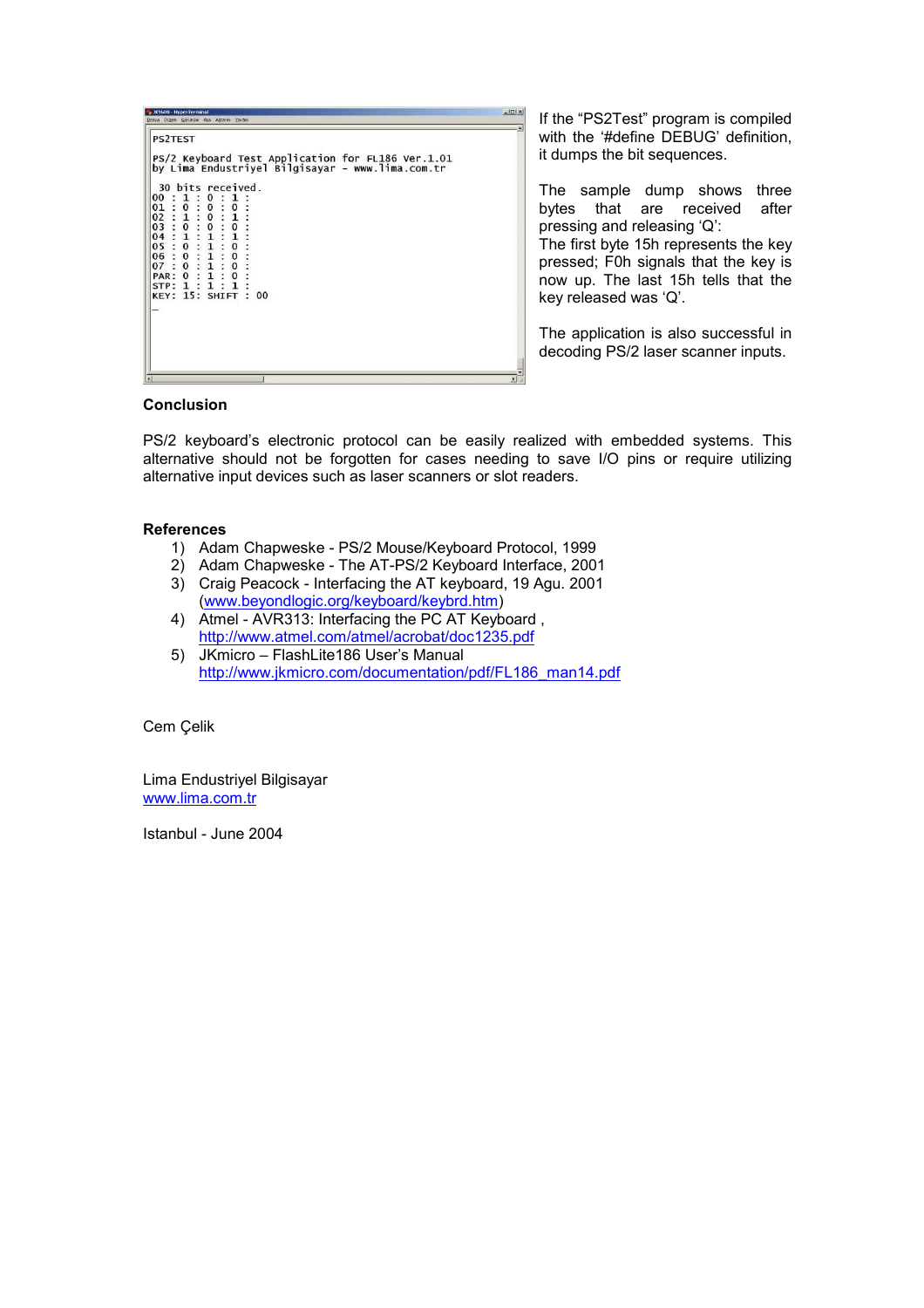```
PS2TEST

PS/2 Keyboard Test Application for FL186 Ver.1.01
by Lima Endustriyel Bilgisayar - www.lima.com.tr

 30 bits received.
00 : 1 : 0 : 1 :
01 : 0 : 0 : 0 :
02 : 1 : 0 : 1 :
03 : 0 : 0 : 0 :
04 : 1 : 1 : 1 :
05 : 0 : 1 : 0 :
06 : 0 : 1 : 0 :
07 : 0 : 1 : 0 :
PAR: 0 : 1 : 0 :
STP: 1 : 1 : 1 :
KEY: 15: SHIFT : 00
_
```

If the "PS2Test" program is compiled with the '#define DEBUG' definition, it dumps the bit sequences.

The sample dump shows three bytes that are received after pressing and releasing 'Q':
The first byte 15h represents the key pressed; F0h signals that the key is now up. The last 15h tells that the key released was 'Q'.

The application is also successful in decoding PS/2 laser scanner inputs.

**Conclusion**

PS/2 keyboard's electronic protocol can be easily realized with embedded systems. This alternative should not be forgotten for cases needing to save I/O pins or require utilizing alternative input devices such as laser scanners or slot readers.

**References**

1) Adam Chapweske - PS/2 Mouse/Keyboard Protocol, 1999
2) Adam Chapweske - The AT-PS/2 Keyboard Interface, 2001
3) Craig Peacock - Interfacing the AT keyboard, 19 Agu. 2001 (www.beyondlogic.org/keyboard/keybrd.htm)
4) Atmel - AVR313: Interfacing the PC AT Keyboard , http://www.atmel.com/atmel/acrobat/doc1235.pdf
5) JKmicro – FlashLite186 User's Manual http://www.jkmicro.com/documentation/pdf/FL186_man14.pdf

Cem Çelik

Lima Endustriyel Bilgisayar
www.lima.com.tr

Istanbul - June 2004